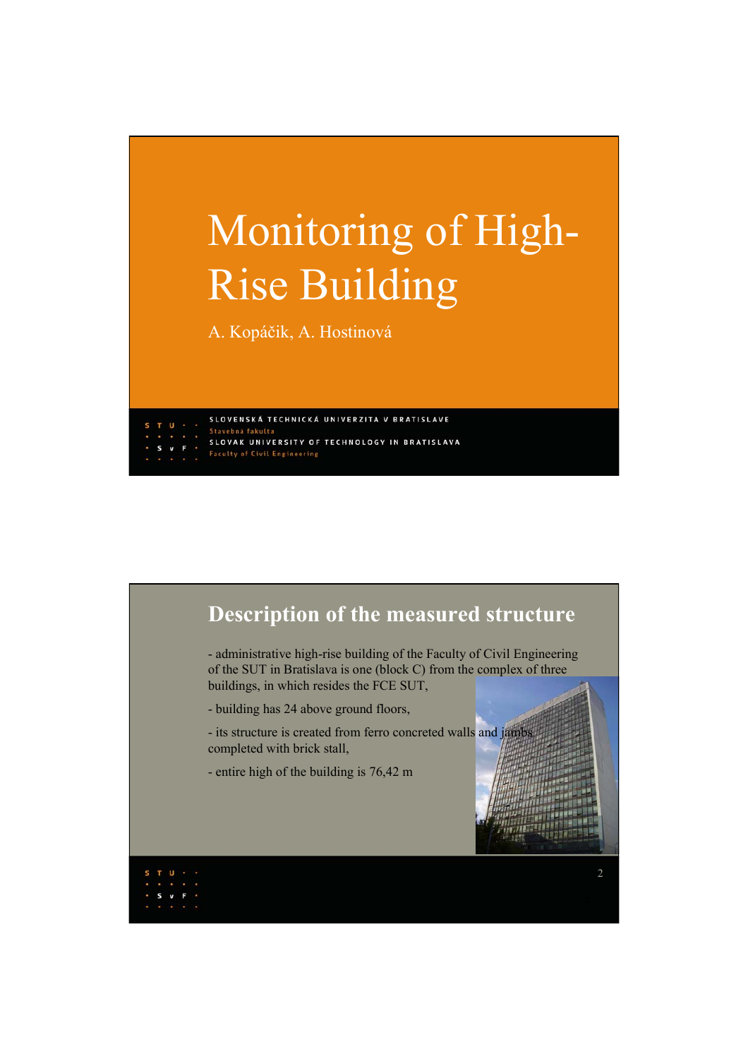# Monitoring of High-Rise Building

A. Kopáčik, A. Hostinová

SLOVENSKÁ TECHNICKÁ UNIVERZITA V BRATISLAVE
Stavebná fakulta
SLOVAK UNIVERSITY OF TECHNOLOGY IN BRATISLAVA
Faculty of Civil Engineering

## Description of the measured structure

- administrative high-rise building of the Faculty of Civil Engineering of the SUT in Bratislava is one (block C) from the complex of three buildings, in which resides the FCE SUT,

- building has 24 above ground floors,

- its structure is created from ferro concreted walls and jambs completed with brick stall,

- entire high of the building is 76,42 m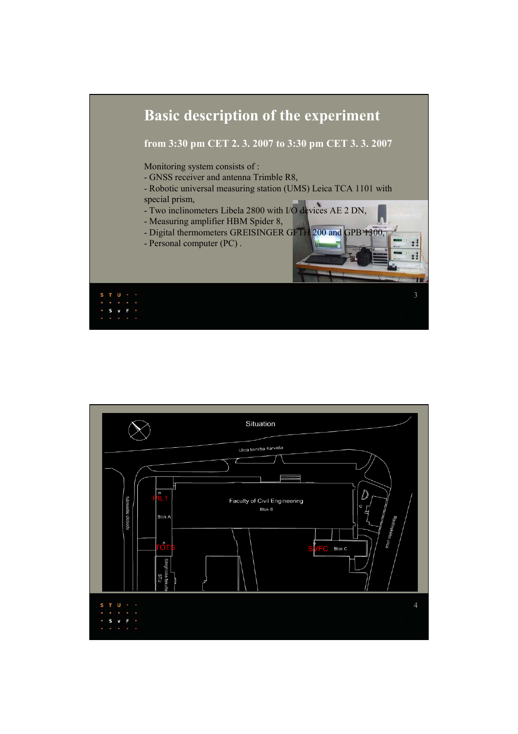# Basic description of the experiment

**from 3:30 pm CET 2. 3. 2007 to 3:30 pm CET 3. 3. 2007**

Monitoring system consists of :

- GNSS receiver and antenna Trimble R8,
- Robotic universal measuring station (UMS) Leica TCA 1101 with special prism,
- Two inclinometers Libela 2800 with I/O devices AE 2 DN,
- Measuring amplifier HBM Spider 8,
- Digital thermometers GREISINGER GFTH 200 and GPB 1300,
- Personal computer (PC) .

Situation

Ulica Imricha Karvaša

Námestie slobody

Faculty of Civil Engineering

Blok B

Blok A

PIL1

TOTS

SVFC

Blok C

Strojnícka fakulta STU

Radlinského ulica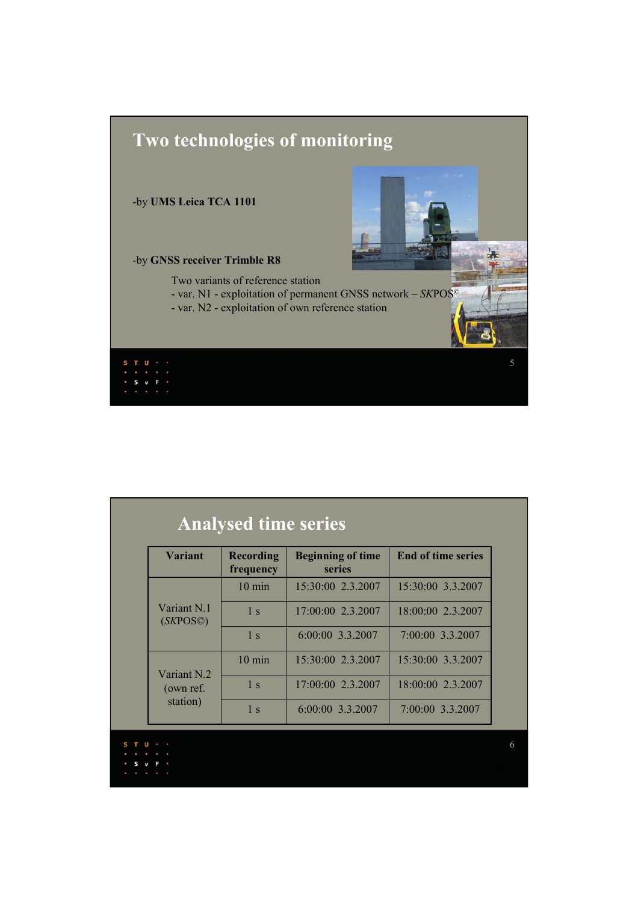# Two technologies of monitoring

-by **UMS Leica TCA 1101**

-by **GNSS receiver Trimble R8**

Two variants of reference station
- var. N1 - exploitation of permanent GNSS network – *SK*POS©
- var. N2 - exploitation of own reference station

# Analysed time series

| Variant | Recording frequency | Beginning of time series | End of time series |
|---|---|---|---|
| Variant N.1 (*SK*POS©) | 10 min | 15:30:00 2.3.2007 | 15:30:00 3.3.2007 |
| | 1 s | 17:00:00 2.3.2007 | 18:00:00 2.3.2007 |
| | 1 s | 6:00:00 3.3.2007 | 7:00:00 3.3.2007 |
| Variant N.2 (own ref. station) | 10 min | 15:30:00 2.3.2007 | 15:30:00 3.3.2007 |
| | 1 s | 17:00:00 2.3.2007 | 18:00:00 2.3.2007 |
| | 1 s | 6:00:00 3.3.2007 | 7:00:00 3.3.2007 |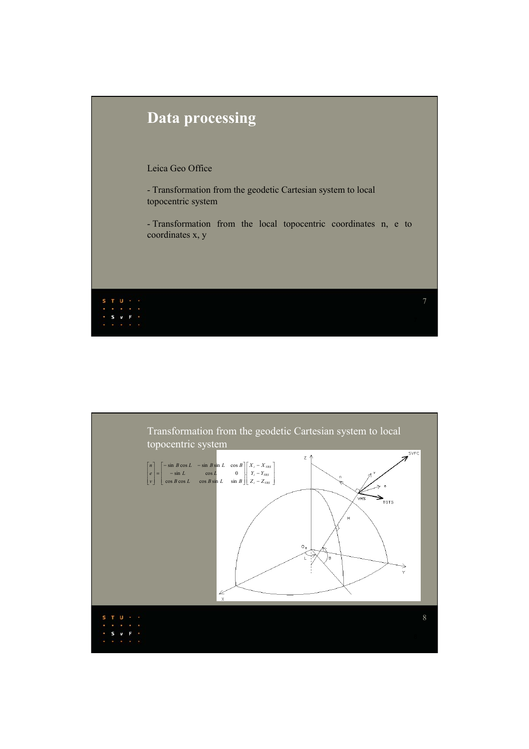# Data processing

Leica Geo Office

- Transformation from the geodetic Cartesian system to local topocentric system

- Transformation from the local topocentric coordinates n, e to coordinates x, y

## Transformation from the geodetic Cartesian system to local topocentric system

$$
\begin{bmatrix} n \\ e \\ v \end{bmatrix} = \begin{bmatrix} -\sin B \cos L & -\sin B \sin L & \cos B \\ -\sin L & \cos L & 0 \\ \cos B \cos L & \cos B \sin L & \sin B \end{bmatrix} \cdot \begin{bmatrix} X_i - X_{VRS} \\ Y_i - Y_{VRS} \\ Z_i - Z_{VRS} \end{bmatrix}
$$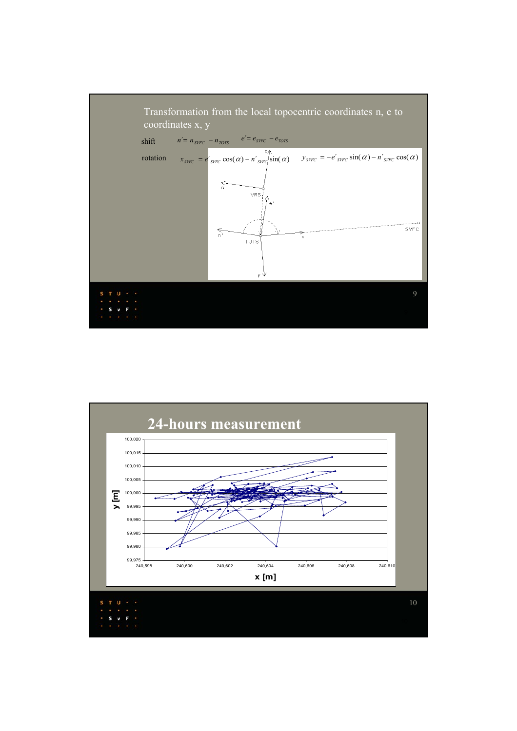Transformation from the local topocentric coordinates n, e to coordinates x, y

shift $n' = n_{SVFC} - n_{TOTS}$ $e' = e_{SVFC} - e_{TOTS}$

rotation $x_{SVFC} = e'_{SVFC}\cos(\alpha) - n'_{SVFC}\sin(\alpha)$ $y_{SVFC} = -e'_{SVFC}\sin(\alpha) - n'_{SVFC}\cos(\alpha)$

# 24-hours measurement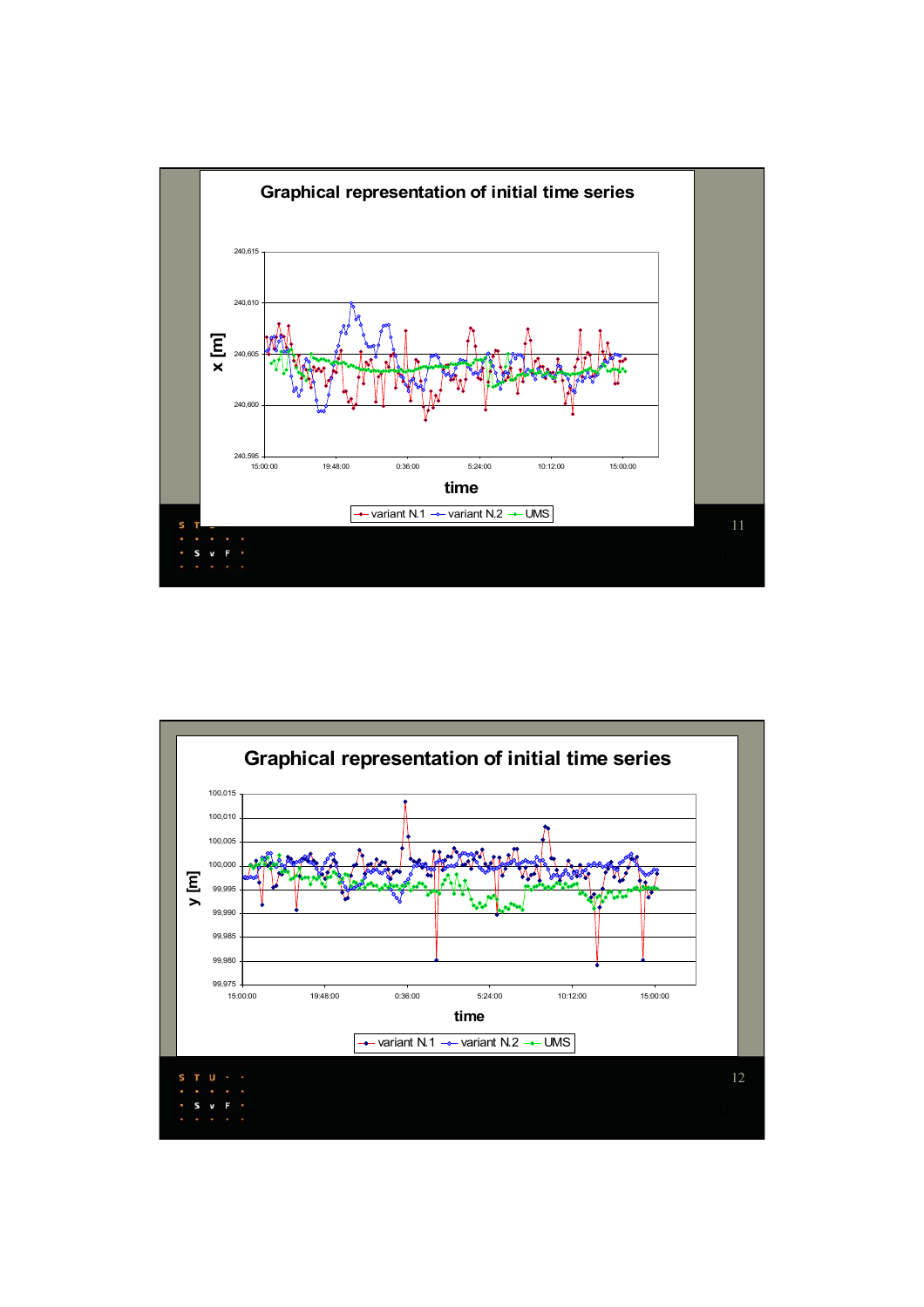## Graphical representation of initial time series

**x [m]**

240,615 · 240,610 · 240,605 · 240,600 · 240,595

15:00:00 · 19:48:00 · 0:36:00 · 5:24:00 · 10:12:00 · 15:00:00

**time**

variant N.1 · variant N.2 · UMS

## Graphical representation of initial time series

**y [m]**

100,015 · 100,010 · 100,005 · 100,000 · 99,995 · 99,990 · 99,985 · 99,980 · 99,975

15:00:00 · 19:48:00 · 0:36:00 · 5:24:00 · 10:12:00 · 15:00:00

**time**

variant N.1 · variant N.2 · UMS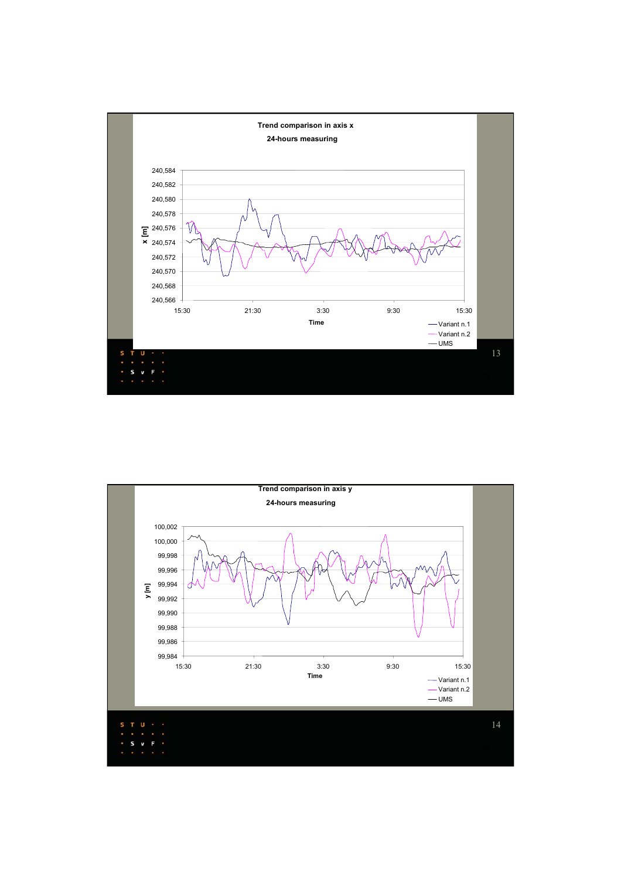**Trend comparison in axis x**

**24-hours measuring**

x [m]: 240,566 – 240,584

Time: 15:30, 21:30, 3:30, 9:30, 15:30

— Variant n.1
— Variant n.2
— UMS

**Trend comparison in axis y**

**24-hours measuring**

y [m]: 99,984 – 100,002

Time: 15:30, 21:30, 3:30, 9:30, 15:30

— Variant n.1
— Variant n.2
— UMS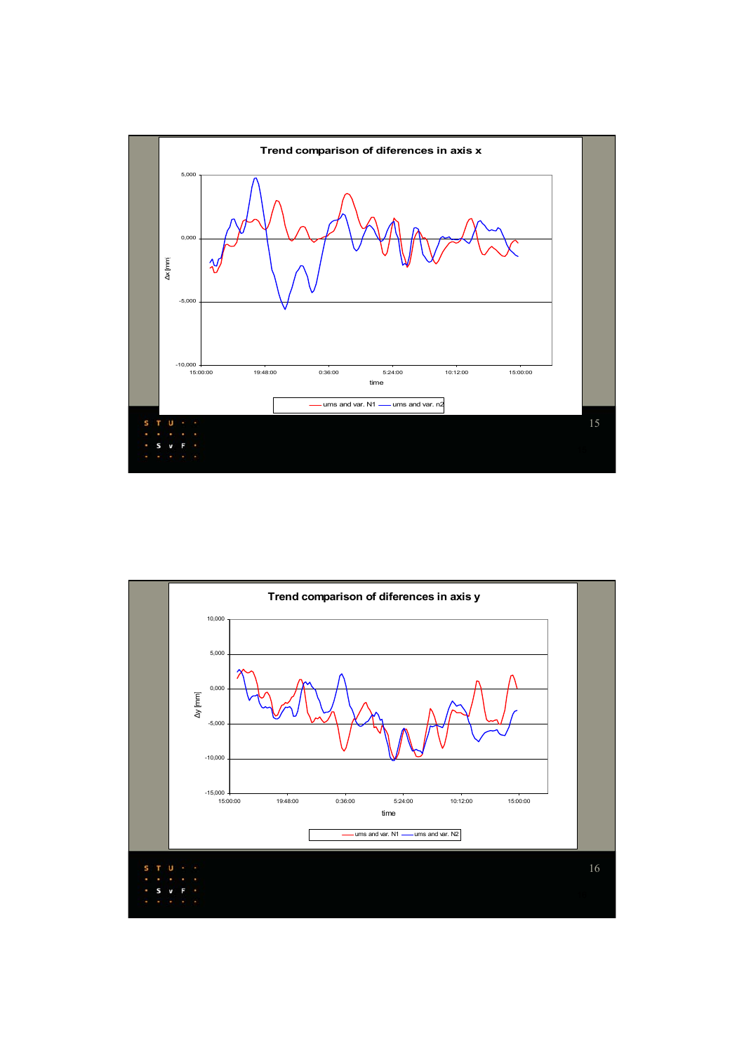## Trend comparison of diferences in axis x

Δx [mm]

5,000

0,000

-5,000

-10,000

15:00:00 19:48:00 0:36:00 5:24:00 10:12:00 15:00:00

time

—— ums and var. N1 —— ums and var. n2

## Trend comparison of diferences in axis y

Δy [mm]

10,000

5,000

0,000

-5,000

-10,000

-15,000

15:00:00 19:48:00 0:36:00 5:24:00 10:12:00 15:00:00

time

—— ums and var. N1 —— ums and var. N2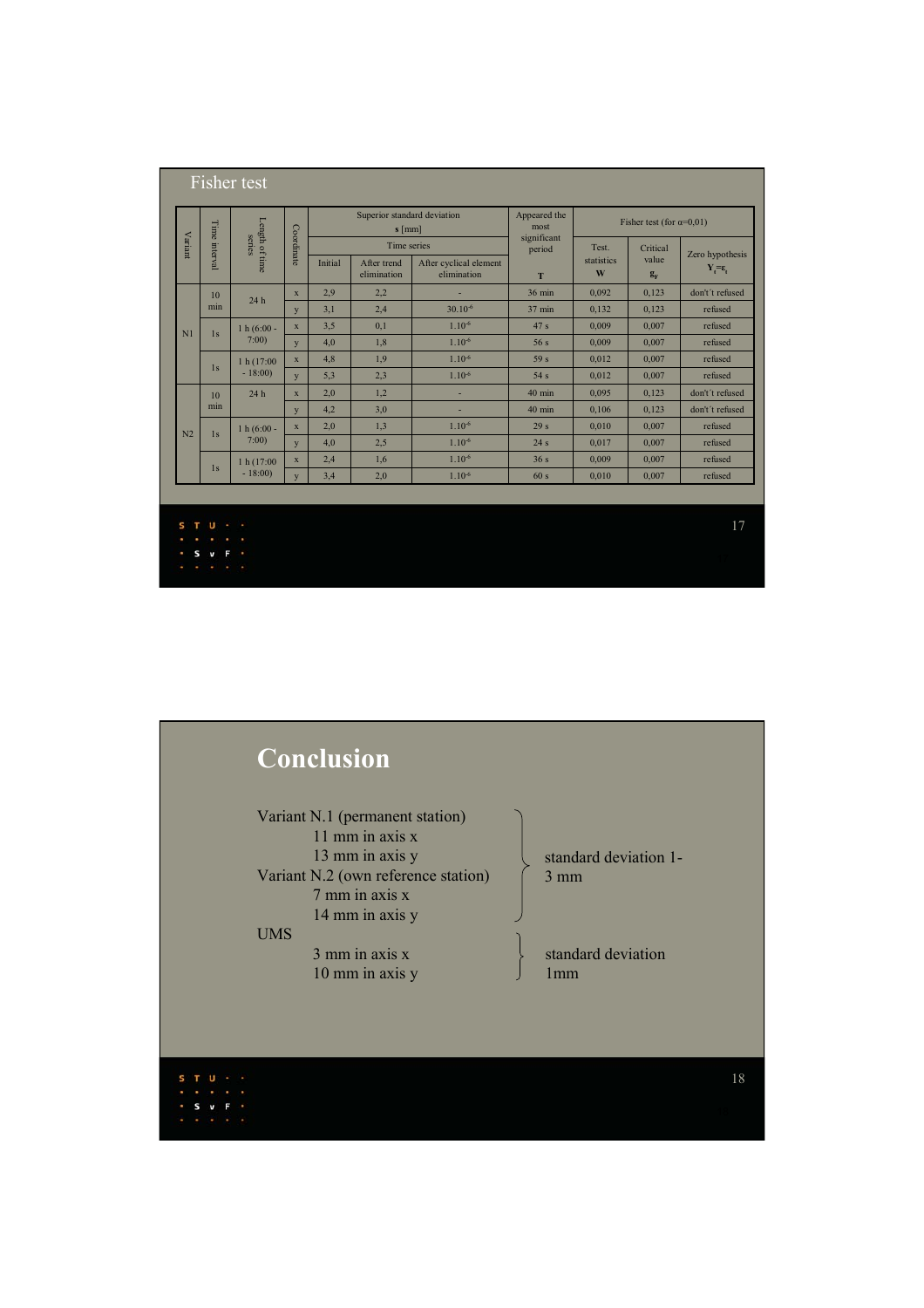## Fisher test

| Variant | Time interval | Length of time series | Coordinate | Superior standard deviation s [mm] – Time series: Initial | After trend elimination | After cyclical element elimination | Appeared the most significant period T | Fisher test (for α=0,01): Test. statistics W | Critical value $g_F$ | Zero hypothesis $Y_i=\varepsilon_i$ |
|---|---|---|---|---|---|---|---|---|---|---|
| N1 | 10 min | 24 h | x | 2,9 | 2,2 | - | 36 min | 0,092 | 0,123 | don't refused |
| | | | y | 3,1 | 2,4 | $30.10^{-6}$ | 37 min | 0,132 | 0,123 | refused |
| | 1s | 1 h (6:00 - 7:00) | x | 3,5 | 0,1 | $1.10^{-6}$ | 47 s | 0,009 | 0,007 | refused |
| | | | y | 4,0 | 1,8 | $1.10^{-6}$ | 56 s | 0,009 | 0,007 | refused |
| | 1s | 1 h (17:00 - 18:00) | x | 4,8 | 1,9 | $1.10^{-6}$ | 59 s | 0,012 | 0,007 | refused |
| | | | y | 5,3 | 2,3 | $1.10^{-6}$ | 54 s | 0,012 | 0,007 | refused |
| N2 | 10 min | 24 h | x | 2,0 | 1,2 | - | 40 min | 0,095 | 0,123 | don't refused |
| | | | y | 4,2 | 3,0 | - | 40 min | 0,106 | 0,123 | don't refused |
| | 1s | 1 h (6:00 - 7:00) | x | 2,0 | 1,3 | $1.10^{-6}$ | 29 s | 0,010 | 0,007 | refused |
| | | | y | 4,0 | 2,5 | $1.10^{-6}$ | 24 s | 0,017 | 0,007 | refused |
| | 1s | 1 h (17:00 - 18:00) | x | 2,4 | 1,6 | $1.10^{-6}$ | 36 s | 0,009 | 0,007 | refused |
| | | | y | 3,4 | 2,0 | $1.10^{-6}$ | 60 s | 0,010 | 0,007 | refused |

# Conclusion

Variant N.1 (permanent station)
- 11 mm in axis x
- 13 mm in axis y

Variant N.2 (own reference station)
- 7 mm in axis x
- 14 mm in axis y

} standard deviation 1-3 mm

UMS
- 3 mm in axis x
- 10 mm in axis y

} standard deviation 1mm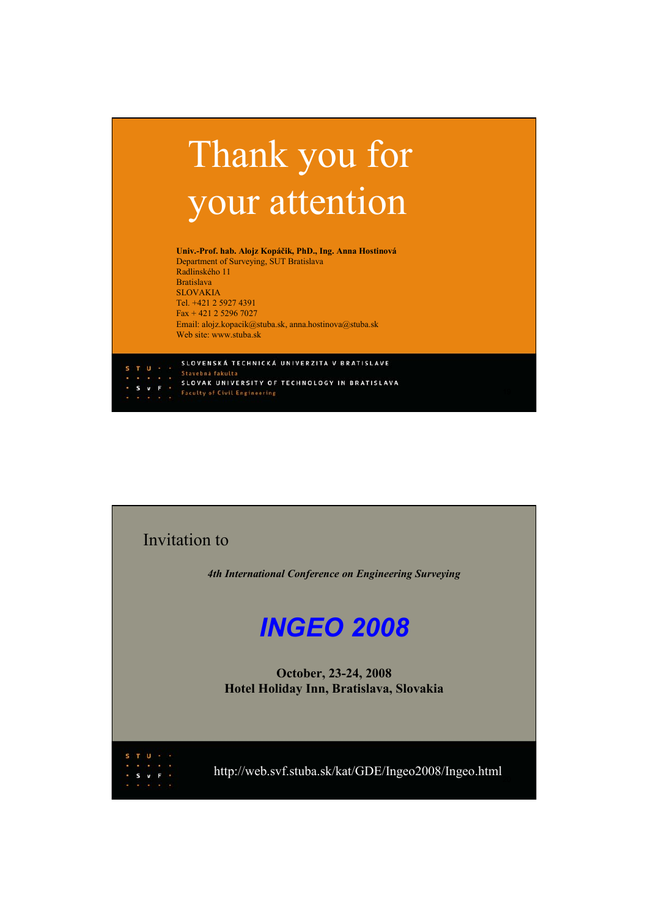# Thank you for your attention

**Univ.-Prof. hab. Alojz Kopáčik, PhD., Ing. Anna Hostinová**
Department of Surveying, SUT Bratislava
Radlinského 11
Bratislava
SLOVAKIA
Tel. +421 2 5927 4391
Fax + 421 2 5296 7027
Email: alojz.kopacik@stuba.sk, anna.hostinova@stuba.sk
Web site: www.stuba.sk

SLOVENSKÁ TECHNICKÁ UNIVERZITA V BRATISLAVE
Stavebná fakulta
SLOVAK UNIVERSITY OF TECHNOLOGY IN BRATISLAVA
Faculty of Civil Engineering

---

Invitation to

*4th International Conference on Engineering Surveying*

## *INGEO 2008*

**October, 23-24, 2008**
**Hotel Holiday Inn, Bratislava, Slovakia**

http://web.svf.stuba.sk/kat/GDE/Ingeo2008/Ingeo.html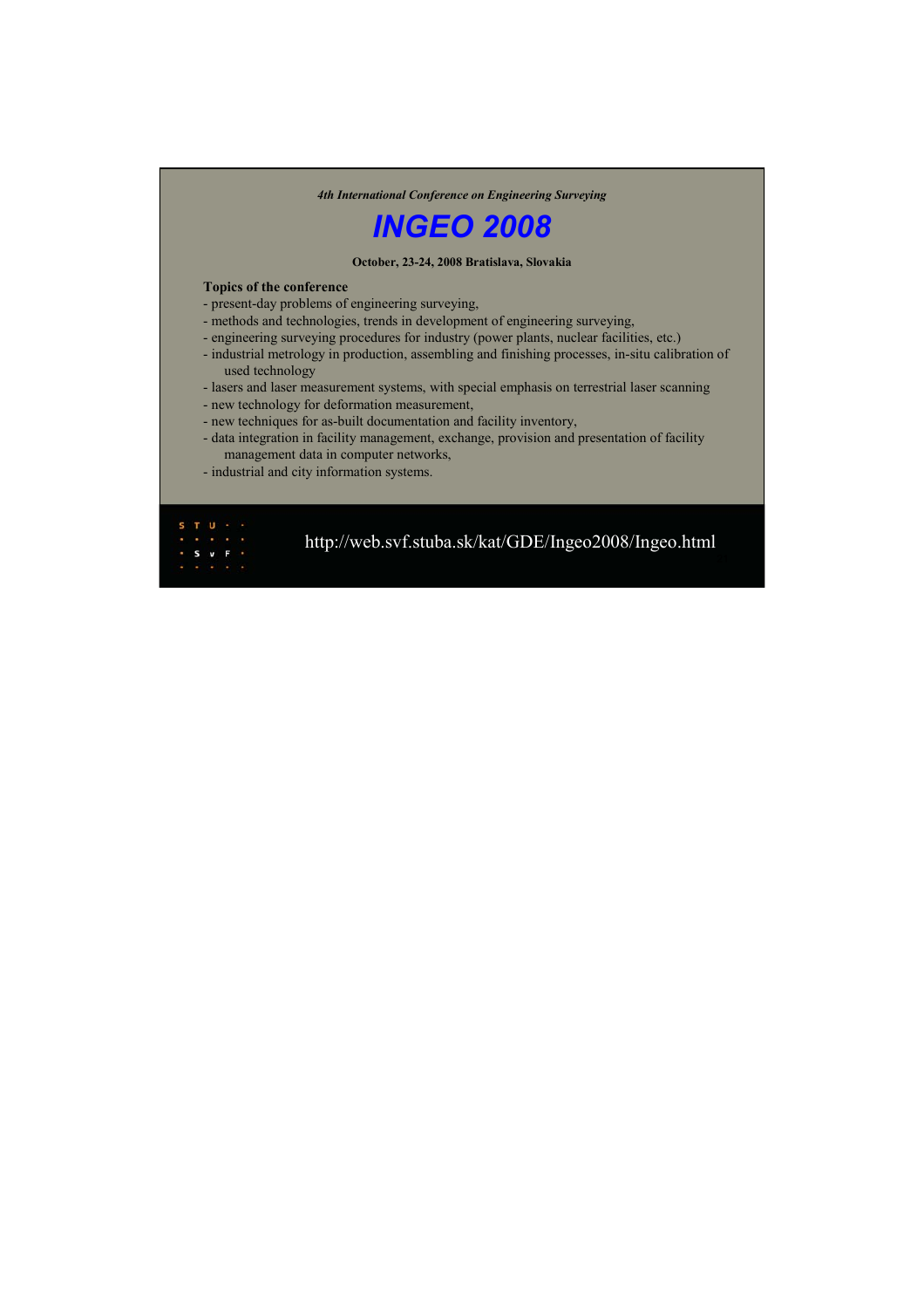*4th International Conference on Engineering Surveying*

# INGEO 2008

**October, 23-24, 2008 Bratislava, Slovakia**

**Topics of the conference**

- present-day problems of engineering surveying,
- methods and technologies, trends in development of engineering surveying,
- engineering surveying procedures for industry (power plants, nuclear facilities, etc.)
- industrial metrology in production, assembling and finishing processes, in-situ calibration of used technology
- lasers and laser measurement systems, with special emphasis on terrestrial laser scanning
- new technology for deformation measurement,
- new techniques for as-built documentation and facility inventory,
- data integration in facility management, exchange, provision and presentation of facility management data in computer networks,
- industrial and city information systems.

STU SvF

http://web.svf.stuba.sk/kat/GDE/Ingeo2008/Ingeo.html